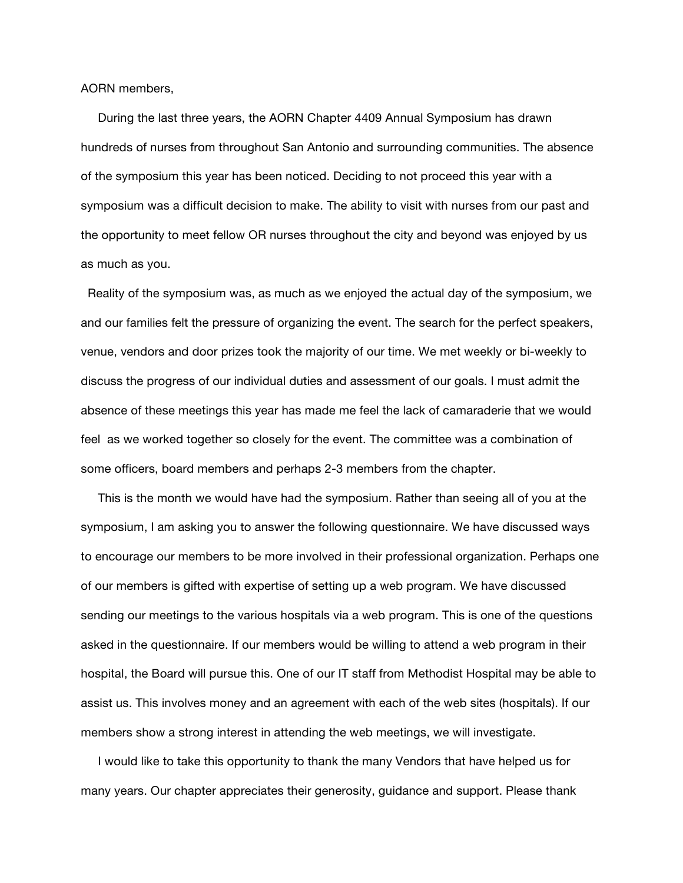AORN members,

During the last three years, the AORN Chapter 4409 Annual Symposium has drawn hundreds of nurses from throughout San Antonio and surrounding communities. The absence of the symposium this year has been noticed. Deciding to not proceed this year with a symposium was a difficult decision to make. The ability to visit with nurses from our past and the opportunity to meet fellow OR nurses throughout the city and beyond was enjoyed by us as much as you.

Reality of the symposium was, as much as we enjoyed the actual day of the symposium, we and our families felt the pressure of organizing the event. The search for the perfect speakers, venue, vendors and door prizes took the majority of our time. We met weekly or bi-weekly to discuss the progress of our individual duties and assessment of our goals. I must admit the absence of these meetings this year has made me feel the lack of camaraderie that we would feel as we worked together so closely for the event. The committee was a combination of some officers, board members and perhaps 2-3 members from the chapter.

This is the month we would have had the symposium. Rather than seeing all of you at the symposium, I am asking you to answer the following questionnaire. We have discussed ways to encourage our members to be more involved in their professional organization. Perhaps one of our members is gifted with expertise of setting up a web program. We have discussed sending our meetings to the various hospitals via a web program. This is one of the questions asked in the questionnaire. If our members would be willing to attend a web program in their hospital, the Board will pursue this. One of our IT staff from Methodist Hospital may be able to assist us. This involves money and an agreement with each of the web sites (hospitals). If our members show a strong interest in attending the web meetings, we will investigate.

I would like to take this opportunity to thank the many Vendors that have helped us for many years. Our chapter appreciates their generosity, guidance and support. Please thank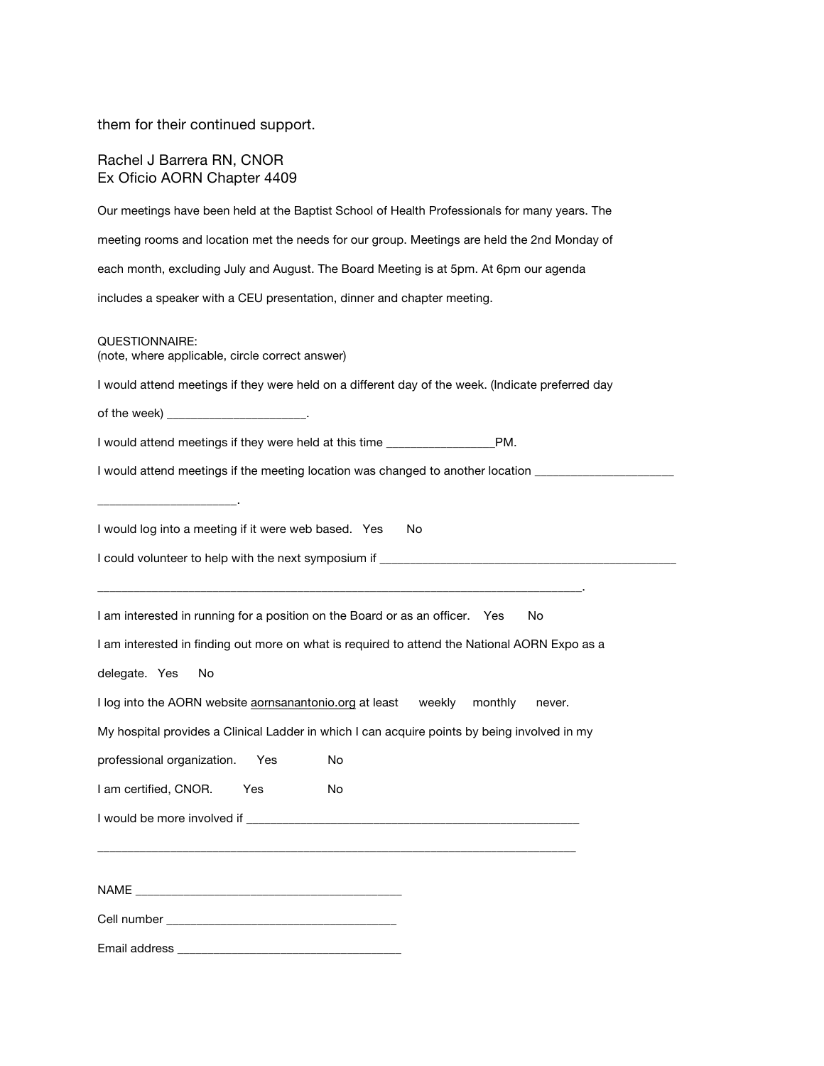them for their continued support.

Rachel J Barrera RN, CNOR
Ex Oficio AORN Chapter 4409

Our meetings have been held at the Baptist School of Health Professionals for many years. The meeting rooms and location met the needs for our group. Meetings are held the 2nd Monday of each month, excluding July and August. The Board Meeting is at 5pm. At 6pm our agenda includes a speaker with a CEU presentation, dinner and chapter meeting.

QUESTIONNAIRE:
(note, where applicable, circle correct answer)

I would attend meetings if they were held on a different day of the week. (Indicate preferred day of the week) ______________________.

I would attend meetings if they were held at this time _________________PM.

I would attend meetings if the meeting location was changed to another location ______________________ ______________________.

I would log into a meeting if it were web based.   Yes   No

I could volunteer to help with the next symposium if ________________________________________________ ________________________________________________________________________________.

I am interested in running for a position on the Board or as an officer.   Yes   No

I am interested in finding out more on what is required to attend the National AORN Expo as a delegate.   Yes   No

I log into the AORN website aornsanantonio.org at least   weekly   monthly   never.

My hospital provides a Clinical Ladder in which I can acquire points by being involved in my professional organization.   Yes   No

I am certified, CNOR.   Yes   No

I would be more involved if ______________________________________________________ ________________________________________________________________________________

NAME ___________________________________________

Cell number _____________________________________

Email address ____________________________________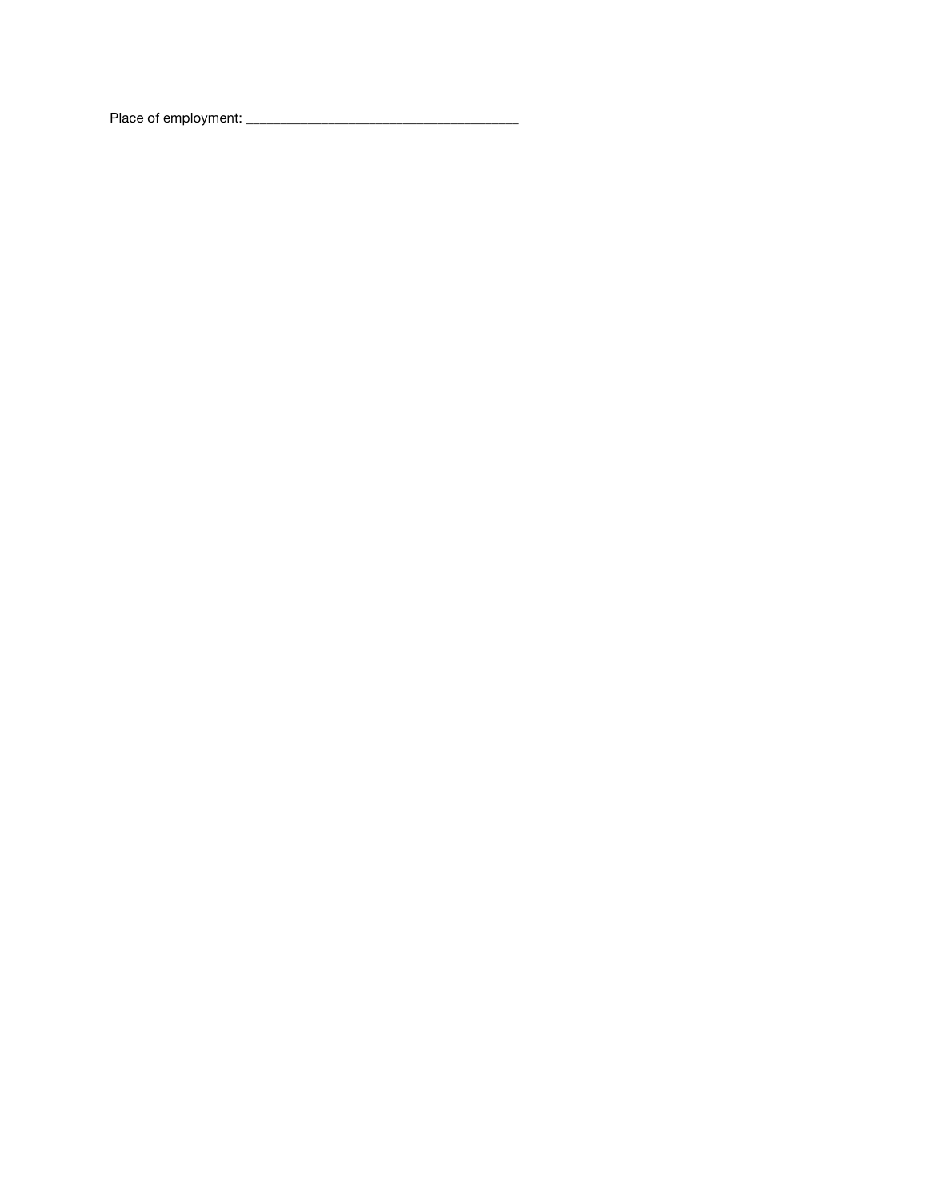Place of employment: _______________________________________